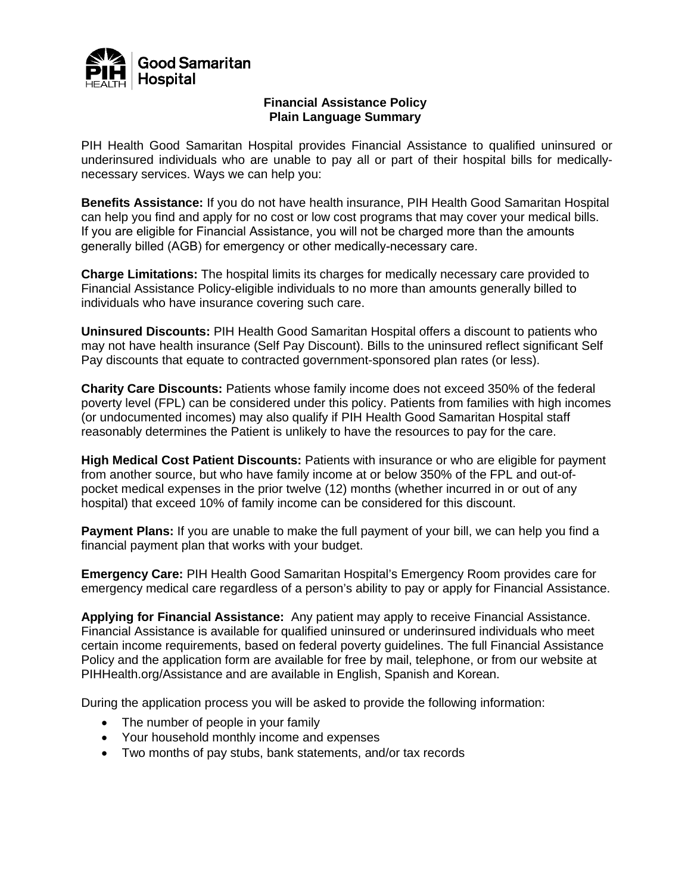Good Samaritan Hospital

# Financial Assistance Policy
## Plain Language Summary

PIH Health Good Samaritan Hospital provides Financial Assistance to qualified uninsured or underinsured individuals who are unable to pay all or part of their hospital bills for medically-necessary services. Ways we can help you:

**Benefits Assistance:** If you do not have health insurance, PIH Health Good Samaritan Hospital can help you find and apply for no cost or low cost programs that may cover your medical bills. If you are eligible for Financial Assistance, you will not be charged more than the amounts generally billed (AGB) for emergency or other medically-necessary care.

**Charge Limitations:** The hospital limits its charges for medically necessary care provided to Financial Assistance Policy-eligible individuals to no more than amounts generally billed to individuals who have insurance covering such care.

**Uninsured Discounts:** PIH Health Good Samaritan Hospital offers a discount to patients who may not have health insurance (Self Pay Discount). Bills to the uninsured reflect significant Self Pay discounts that equate to contracted government-sponsored plan rates (or less).

**Charity Care Discounts:** Patients whose family income does not exceed 350% of the federal poverty level (FPL) can be considered under this policy. Patients from families with high incomes (or undocumented incomes) may also qualify if PIH Health Good Samaritan Hospital staff reasonably determines the Patient is unlikely to have the resources to pay for the care.

**High Medical Cost Patient Discounts:** Patients with insurance or who are eligible for payment from another source, but who have family income at or below 350% of the FPL and out-of-pocket medical expenses in the prior twelve (12) months (whether incurred in or out of any hospital) that exceed 10% of family income can be considered for this discount.

**Payment Plans:** If you are unable to make the full payment of your bill, we can help you find a financial payment plan that works with your budget.

**Emergency Care:** PIH Health Good Samaritan Hospital's Emergency Room provides care for emergency medical care regardless of a person's ability to pay or apply for Financial Assistance.

**Applying for Financial Assistance:** Any patient may apply to receive Financial Assistance. Financial Assistance is available for qualified uninsured or underinsured individuals who meet certain income requirements, based on federal poverty guidelines. The full Financial Assistance Policy and the application form are available for free by mail, telephone, or from our website at PIHHealth.org/Assistance and are available in English, Spanish and Korean.

During the application process you will be asked to provide the following information:

- The number of people in your family
- Your household monthly income and expenses
- Two months of pay stubs, bank statements, and/or tax records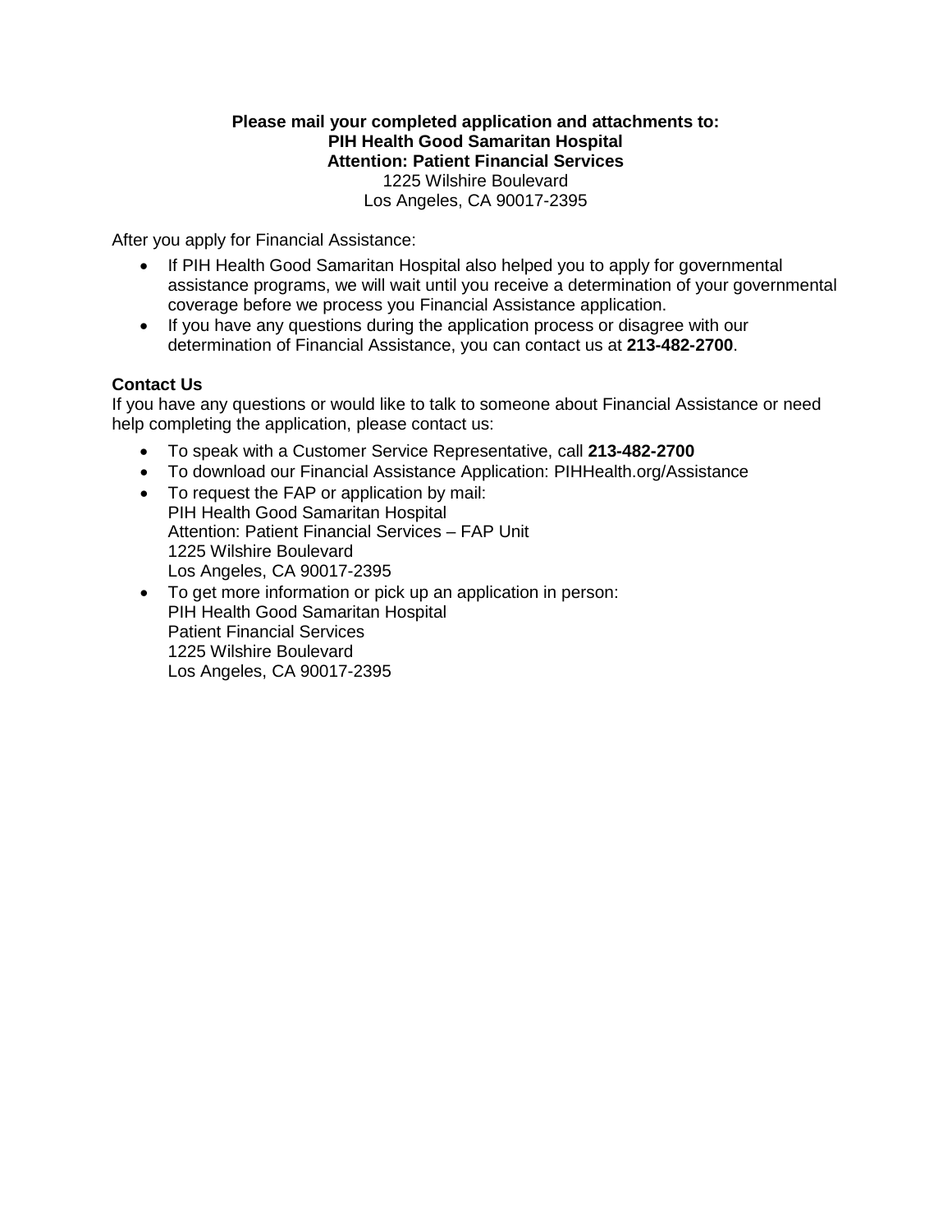**Please mail your completed application and attachments to:**
**PIH Health Good Samaritan Hospital**
**Attention: Patient Financial Services**
1225 Wilshire Boulevard
Los Angeles, CA 90017-2395

After you apply for Financial Assistance:

- If PIH Health Good Samaritan Hospital also helped you to apply for governmental assistance programs, we will wait until you receive a determination of your governmental coverage before we process you Financial Assistance application.
- If you have any questions during the application process or disagree with our determination of Financial Assistance, you can contact us at **213-482-2700**.

**Contact Us**

If you have any questions or would like to talk to someone about Financial Assistance or need help completing the application, please contact us:

- To speak with a Customer Service Representative, call **213-482-2700**
- To download our Financial Assistance Application: PIHHealth.org/Assistance
- To request the FAP or application by mail:
  PIH Health Good Samaritan Hospital
  Attention: Patient Financial Services – FAP Unit
  1225 Wilshire Boulevard
  Los Angeles, CA 90017-2395
- To get more information or pick up an application in person:
  PIH Health Good Samaritan Hospital
  Patient Financial Services
  1225 Wilshire Boulevard
  Los Angeles, CA 90017-2395